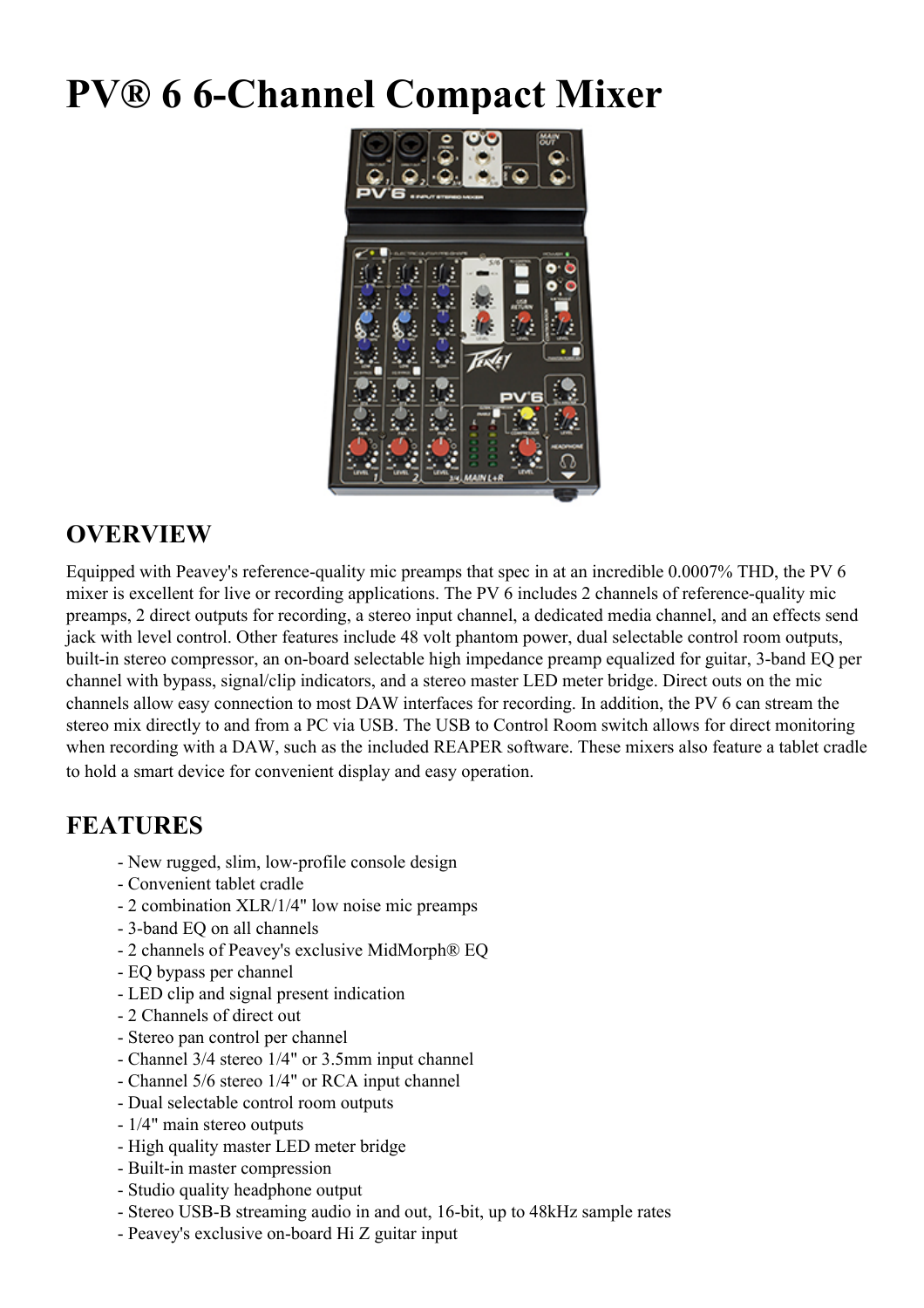# PV® 6 6-Channel Compact Mixer

## OVERVIEW

Equipped with Peavey's reference-quality mic preamps that spec in at an incredible 0.0007% THD, the PV 6 mixer is excellent for live or recording applications. The PV 6 includes 2 channels of reference-quality mic preamps, 2 direct outputs for recording, a stereo input channel, a dedicated media channel, and an effects send jack with level control. Other features include 48 volt phantom power, dual selectable control room outputs, built-in stereo compressor, an on-board selectable high impedance preamp equalized for guitar, 3-band EQ per channel with bypass, signal/clip indicators, and a stereo master LED meter bridge. Direct outs on the mic channels allow easy connection to most DAW interfaces for recording. In addition, the PV 6 can stream the stereo mix directly to and from a PC via USB. The USB to Control Room switch allows for direct monitoring when recording with a DAW, such as the included REAPER software. These mixers also feature a tablet cradle to hold a smart device for convenient display and easy operation.

## FEATURES

- New rugged, slim, low-profile console design
- Convenient tablet cradle
- 2 combination XLR/1/4" low noise mic preamps
- 3-band EQ on all channels
- 2 channels of Peavey's exclusive MidMorph® EQ
- EQ bypass per channel
- LED clip and signal present indication
- 2 Channels of direct out
- Stereo pan control per channel
- Channel 3/4 stereo 1/4" or 3.5mm input channel
- Channel 5/6 stereo 1/4" or RCA input channel
- Dual selectable control room outputs
- 1/4" main stereo outputs
- High quality master LED meter bridge
- Built-in master compression
- Studio quality headphone output
- Stereo USB-B streaming audio in and out, 16-bit, up to 48kHz sample rates
- Peavey's exclusive on-board Hi Z guitar input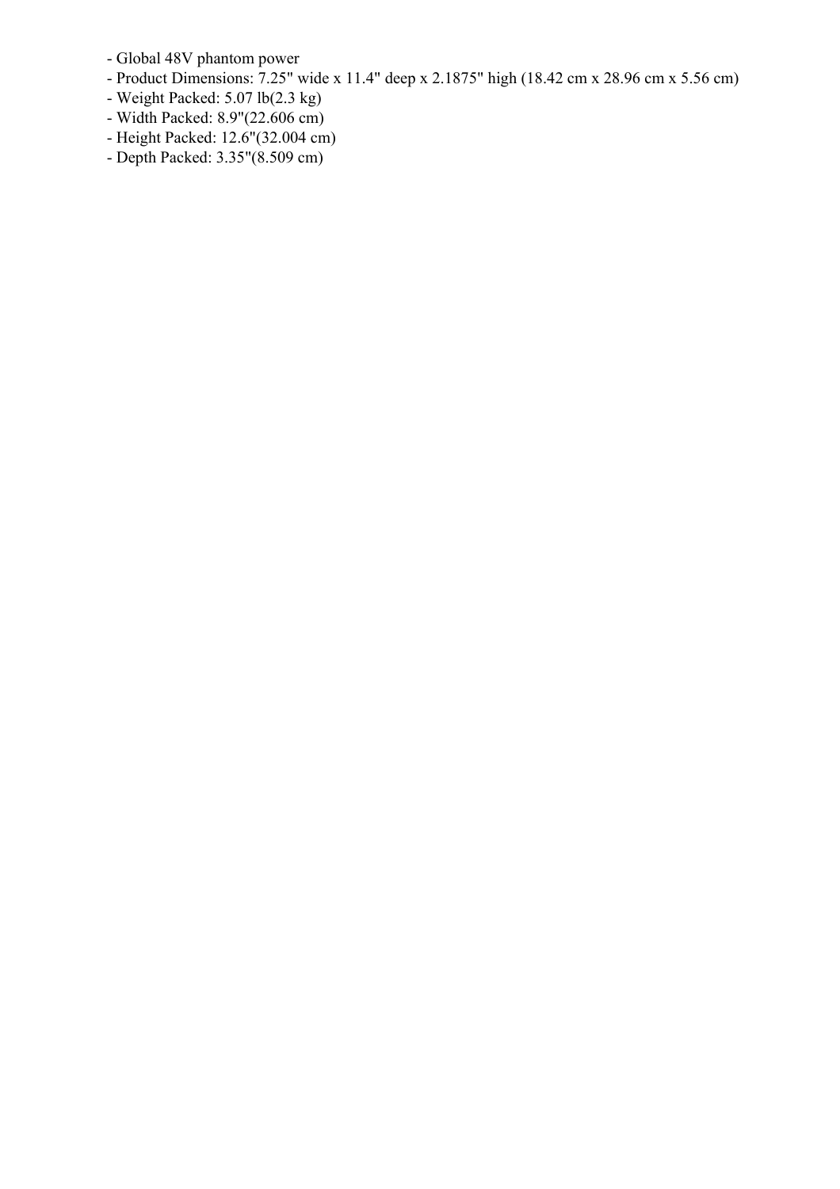- Global 48V phantom power
- Product Dimensions: 7.25" wide x 11.4" deep x 2.1875" high (18.42 cm x 28.96 cm x 5.56 cm)
- Weight Packed: 5.07 lb(2.3 kg)
- Width Packed: 8.9"(22.606 cm)
- Height Packed: 12.6"(32.004 cm)
- Depth Packed: 3.35"(8.509 cm)